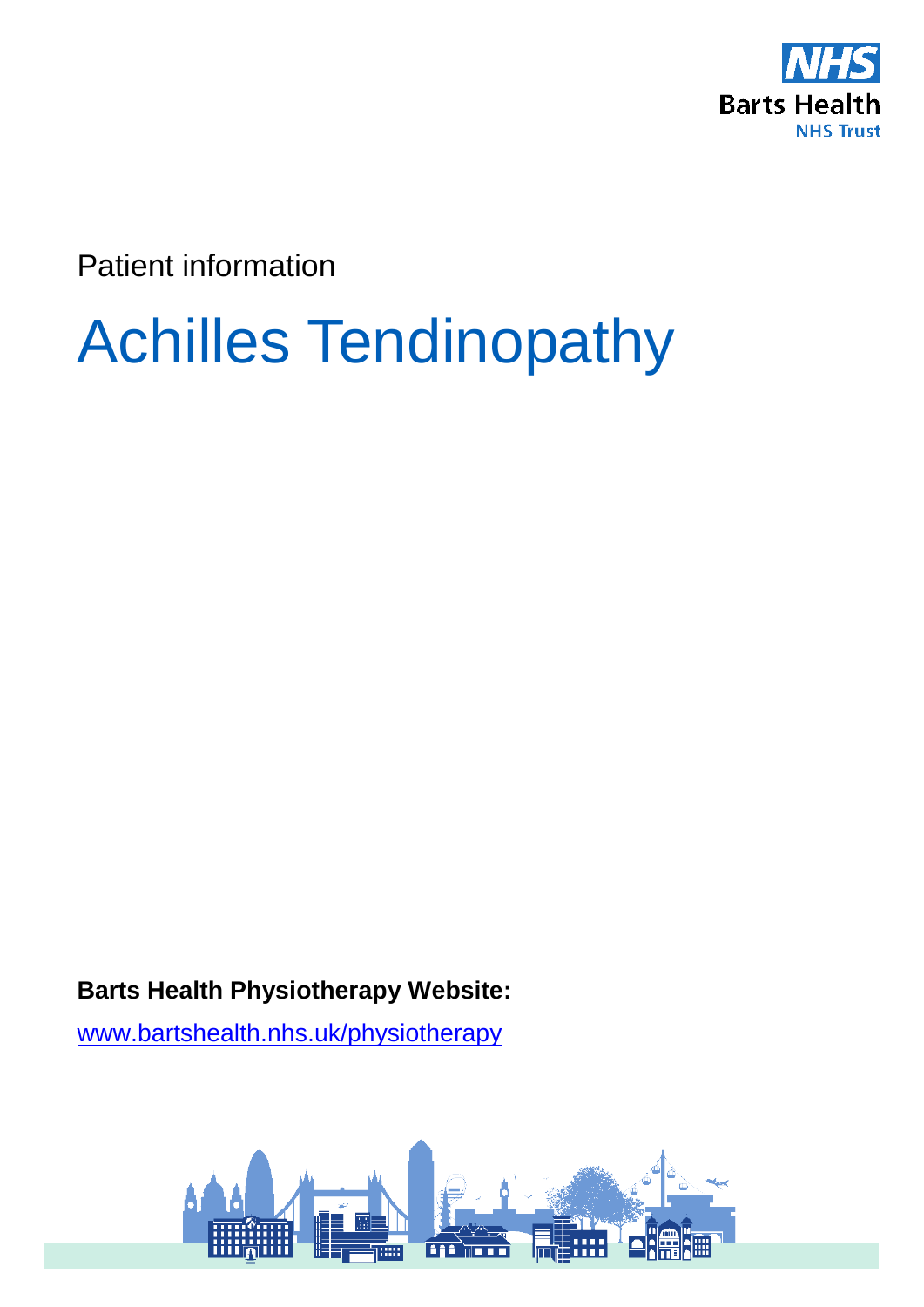NHS Barts Health NHS Trust

Patient information

# Achilles Tendinopathy

**Barts Health Physiotherapy Website:**

www.bartshealth.nhs.uk/physiotherapy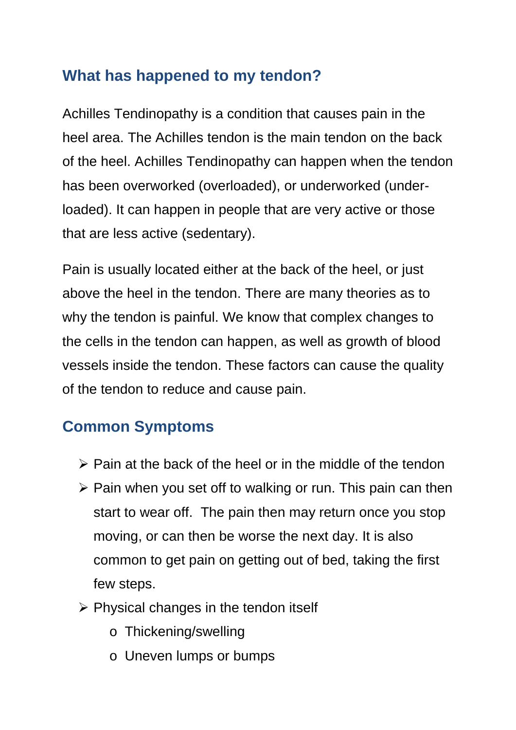## What has happened to my tendon?

Achilles Tendinopathy is a condition that causes pain in the heel area. The Achilles tendon is the main tendon on the back of the heel. Achilles Tendinopathy can happen when the tendon has been overworked (overloaded), or underworked (under-loaded). It can happen in people that are very active or those that are less active (sedentary).

Pain is usually located either at the back of the heel, or just above the heel in the tendon. There are many theories as to why the tendon is painful. We know that complex changes to the cells in the tendon can happen, as well as growth of blood vessels inside the tendon. These factors can cause the quality of the tendon to reduce and cause pain.

## Common Symptoms

- Pain at the back of the heel or in the middle of the tendon
- Pain when you set off to walking or run. This pain can then start to wear off. The pain then may return once you stop moving, or can then be worse the next day. It is also common to get pain on getting out of bed, taking the first few steps.
- Physical changes in the tendon itself
  - Thickening/swelling
  - Uneven lumps or bumps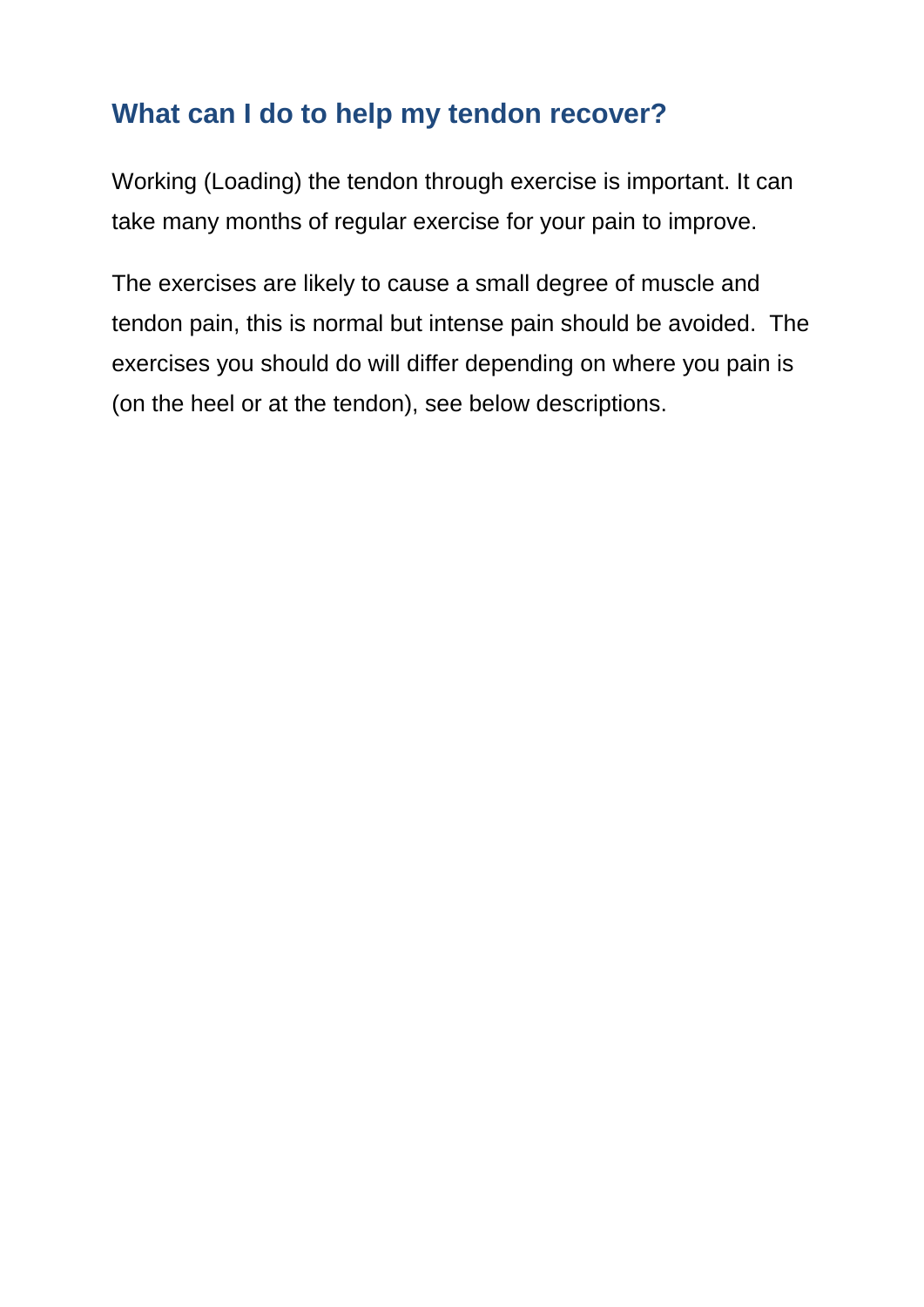## What can I do to help my tendon recover?

Working (Loading) the tendon through exercise is important. It can take many months of regular exercise for your pain to improve.

The exercises are likely to cause a small degree of muscle and tendon pain, this is normal but intense pain should be avoided. The exercises you should do will differ depending on where you pain is (on the heel or at the tendon), see below descriptions.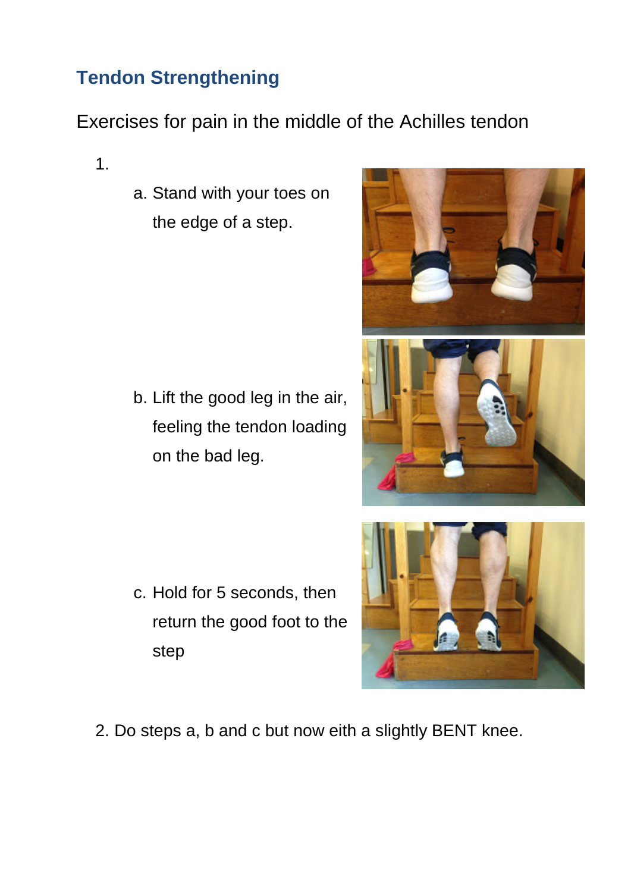## Tendon Strengthening

Exercises for pain in the middle of the Achilles tendon

1.
   a. Stand with your toes on the edge of a step.
   b. Lift the good leg in the air, feeling the tendon loading on the bad leg.
   c. Hold for 5 seconds, then return the good foot to the step
2. Do steps a, b and c but now eith a slightly BENT knee.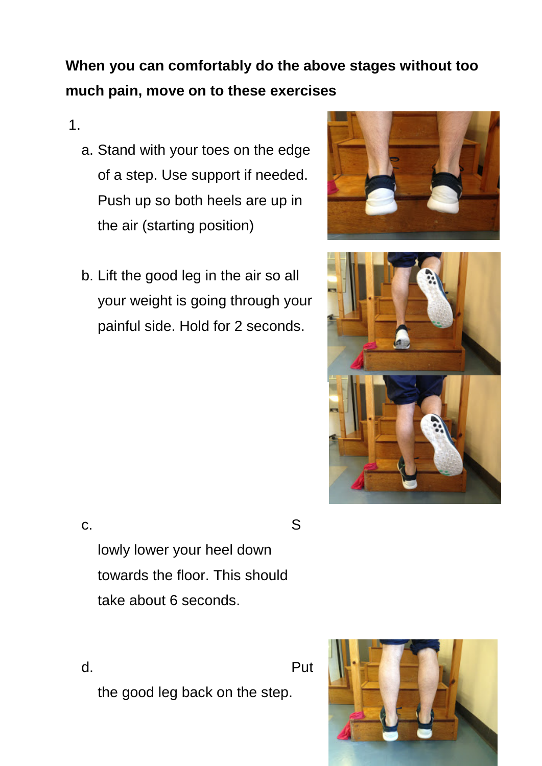**When you can comfortably do the above stages without too much pain, move on to these exercises**

1.

   a. Stand with your toes on the edge of a step. Use support if needed. Push up so both heels are up in the air (starting position)

   b. Lift the good leg in the air so all your weight is going through your painful side. Hold for 2 seconds.

   c. Slowly lower your heel down towards the floor. This should take about 6 seconds.

   d. Put the good leg back on the step.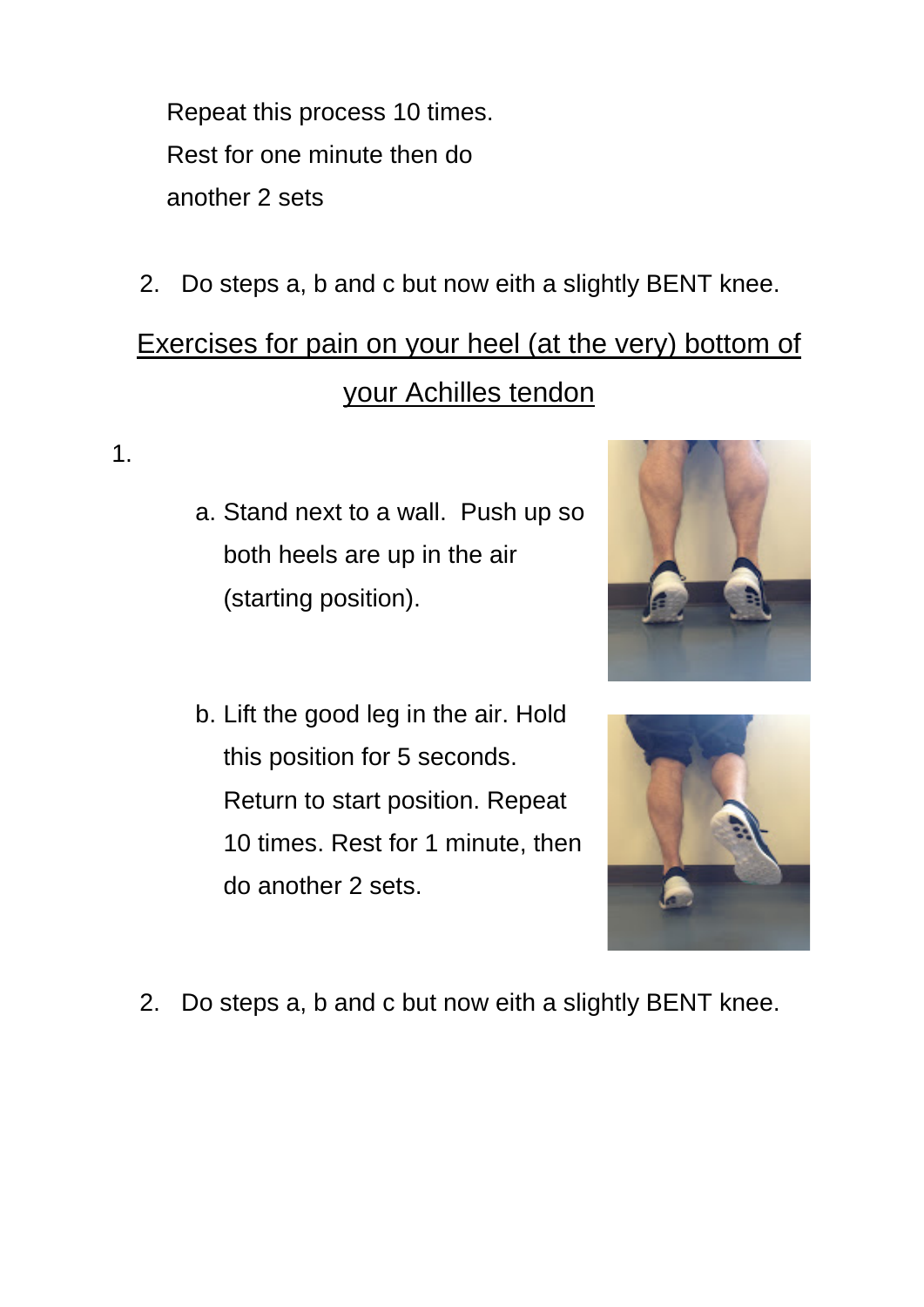Repeat this process 10 times.
Rest for one minute then do
another 2 sets

2. Do steps a, b and c but now eith a slightly BENT knee.

## Exercises for pain on your heel (at the very) bottom of your Achilles tendon

1.

   a. Stand next to a wall. Push up so both heels are up in the air (starting position).

   b. Lift the good leg in the air. Hold this position for 5 seconds. Return to start position. Repeat 10 times. Rest for 1 minute, then do another 2 sets.

2. Do steps a, b and c but now eith a slightly BENT knee.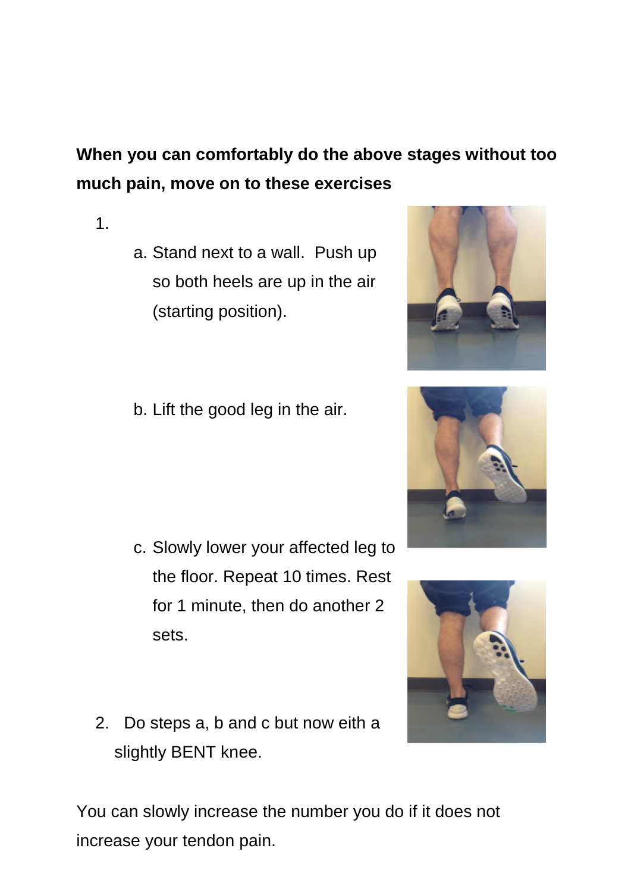**When you can comfortably do the above stages without too much pain, move on to these exercises**

1.
   a. Stand next to a wall. Push up so both heels are up in the air (starting position).

   b. Lift the good leg in the air.

   c. Slowly lower your affected leg to the floor. Repeat 10 times. Rest for 1 minute, then do another 2 sets.

2. Do steps a, b and c but now eith a slightly BENT knee.

You can slowly increase the number you do if it does not increase your tendon pain.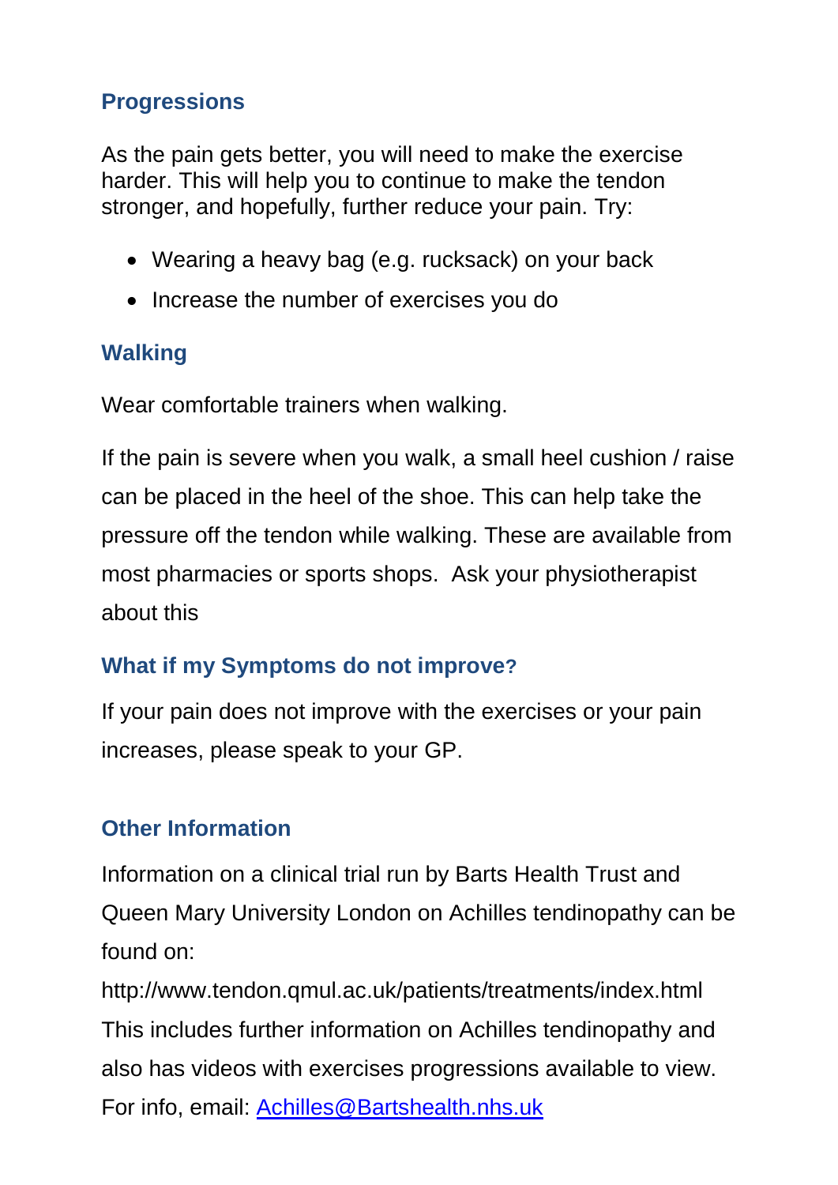## Progressions

As the pain gets better, you will need to make the exercise harder. This will help you to continue to make the tendon stronger, and hopefully, further reduce your pain. Try:

- Wearing a heavy bag (e.g. rucksack) on your back
- Increase the number of exercises you do

## Walking

Wear comfortable trainers when walking.

If the pain is severe when you walk, a small heel cushion / raise can be placed in the heel of the shoe. This can help take the pressure off the tendon while walking. These are available from most pharmacies or sports shops. Ask your physiotherapist about this

## What if my Symptoms do not improve?

If your pain does not improve with the exercises or your pain increases, please speak to your GP.

## Other Information

Information on a clinical trial run by Barts Health Trust and Queen Mary University London on Achilles tendinopathy can be found on:
http://www.tendon.qmul.ac.uk/patients/treatments/index.html
This includes further information on Achilles tendinopathy and also has videos with exercises progressions available to view.
For info, email: [Achilles@Bartshealth.nhs.uk](mailto:Achilles@Bartshealth.nhs.uk)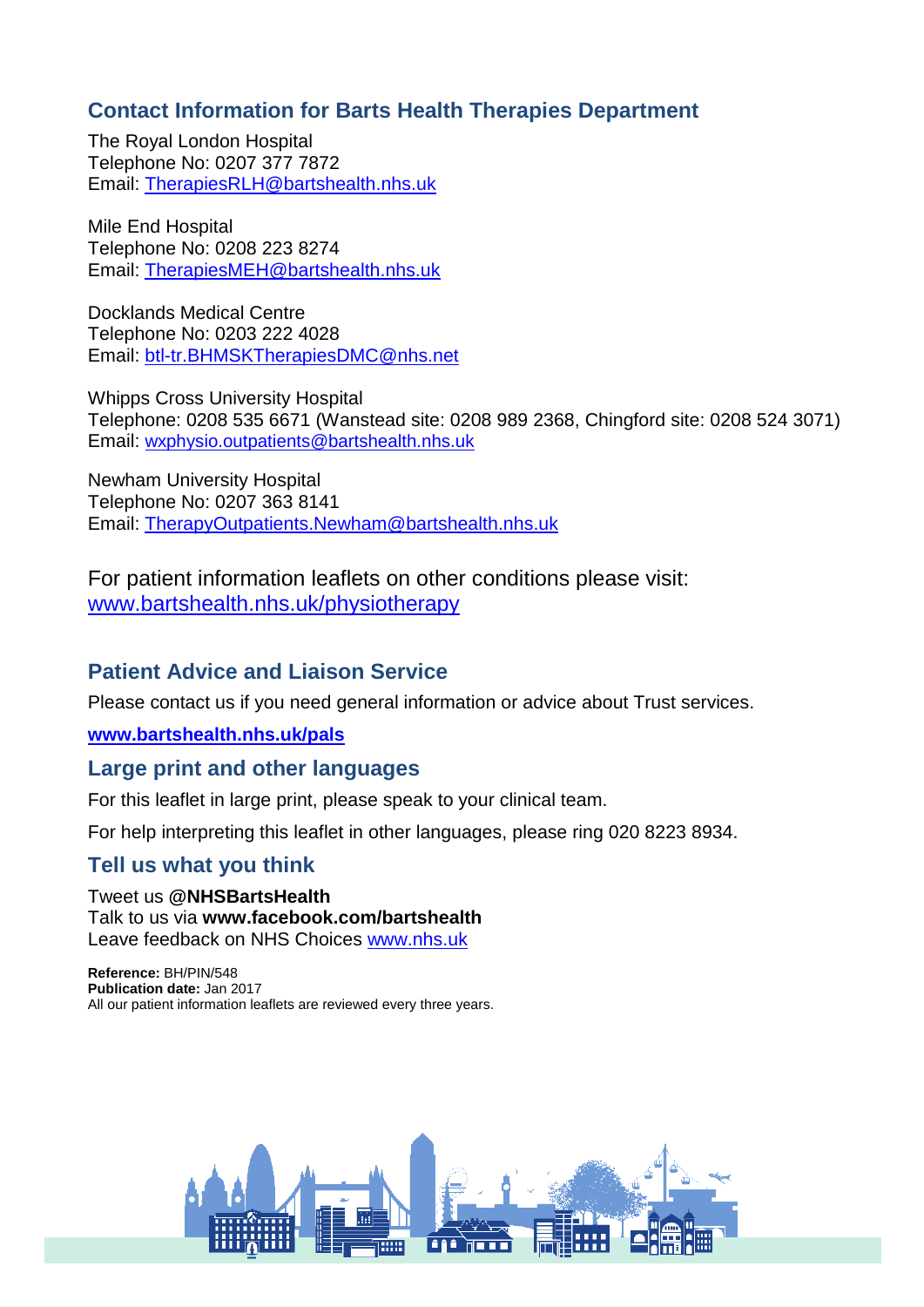## Contact Information for Barts Health Therapies Department

The Royal London Hospital
Telephone No: 0207 377 7872
Email: TherapiesRLH@bartshealth.nhs.uk

Mile End Hospital
Telephone No: 0208 223 8274
Email: TherapiesMEH@bartshealth.nhs.uk

Docklands Medical Centre
Telephone No: 0203 222 4028
Email: btl-tr.BHMSKTherapiesDMC@nhs.net

Whipps Cross University Hospital
Telephone: 0208 535 6671 (Wanstead site: 0208 989 2368, Chingford site: 0208 524 3071)
Email: wxphysio.outpatients@bartshealth.nhs.uk

Newham University Hospital
Telephone No: 0207 363 8141
Email: TherapyOutpatients.Newham@bartshealth.nhs.uk

For patient information leaflets on other conditions please visit:
www.bartshealth.nhs.uk/physiotherapy

## Patient Advice and Liaison Service

Please contact us if you need general information or advice about Trust services.

**www.bartshealth.nhs.uk/pals**

## Large print and other languages

For this leaflet in large print, please speak to your clinical team.

For help interpreting this leaflet in other languages, please ring 020 8223 8934.

## Tell us what you think

Tweet us **@NHSBartsHealth**
Talk to us via **www.facebook.com/bartshealth**
Leave feedback on NHS Choices www.nhs.uk

**Reference:** BH/PIN/548
**Publication date:** Jan 2017
All our patient information leaflets are reviewed every three years.